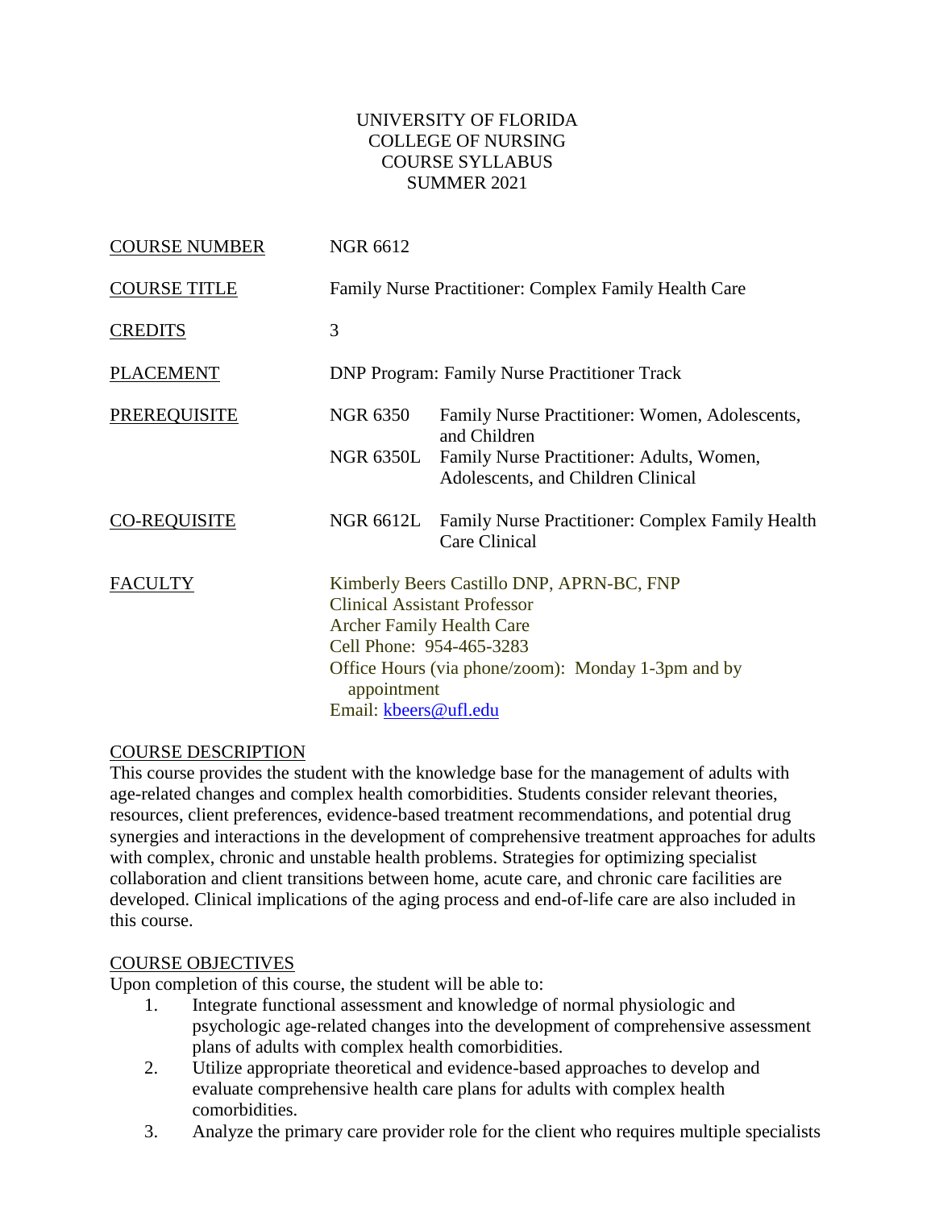UNIVERSITY OF FLORIDA
COLLEGE OF NURSING
COURSE SYLLABUS
SUMMER 2021

| | | |
|---|---|---|
| COURSE NUMBER | NGR 6612 | |
| COURSE TITLE | Family Nurse Practitioner: Complex Family Health Care | |
| CREDITS | 3 | |
| PLACEMENT | DNP Program: Family Nurse Practitioner Track | |
| PREREQUISITE | NGR 6350 | Family Nurse Practitioner: Women, Adolescents, and Children |
| | NGR 6350L | Family Nurse Practitioner: Adults, Women, Adolescents, and Children Clinical |
| CO-REQUISITE | NGR 6612L | Family Nurse Practitioner: Complex Family Health Care Clinical |
| FACULTY | Kimberly Beers Castillo DNP, APRN-BC, FNP<br>Clinical Assistant Professor<br>Archer Family Health Care<br>Cell Phone: 954-465-3283<br>Office Hours (via phone/zoom): Monday 1-3pm and by appointment<br>Email: kbeers@ufl.edu | |

## COURSE DESCRIPTION

This course provides the student with the knowledge base for the management of adults with age-related changes and complex health comorbidities. Students consider relevant theories, resources, client preferences, evidence-based treatment recommendations, and potential drug synergies and interactions in the development of comprehensive treatment approaches for adults with complex, chronic and unstable health problems. Strategies for optimizing specialist collaboration and client transitions between home, acute care, and chronic care facilities are developed. Clinical implications of the aging process and end-of-life care are also included in this course.

## COURSE OBJECTIVES

Upon completion of this course, the student will be able to:

1. Integrate functional assessment and knowledge of normal physiologic and psychologic age-related changes into the development of comprehensive assessment plans of adults with complex health comorbidities.
2. Utilize appropriate theoretical and evidence-based approaches to develop and evaluate comprehensive health care plans for adults with complex health comorbidities.
3. Analyze the primary care provider role for the client who requires multiple specialists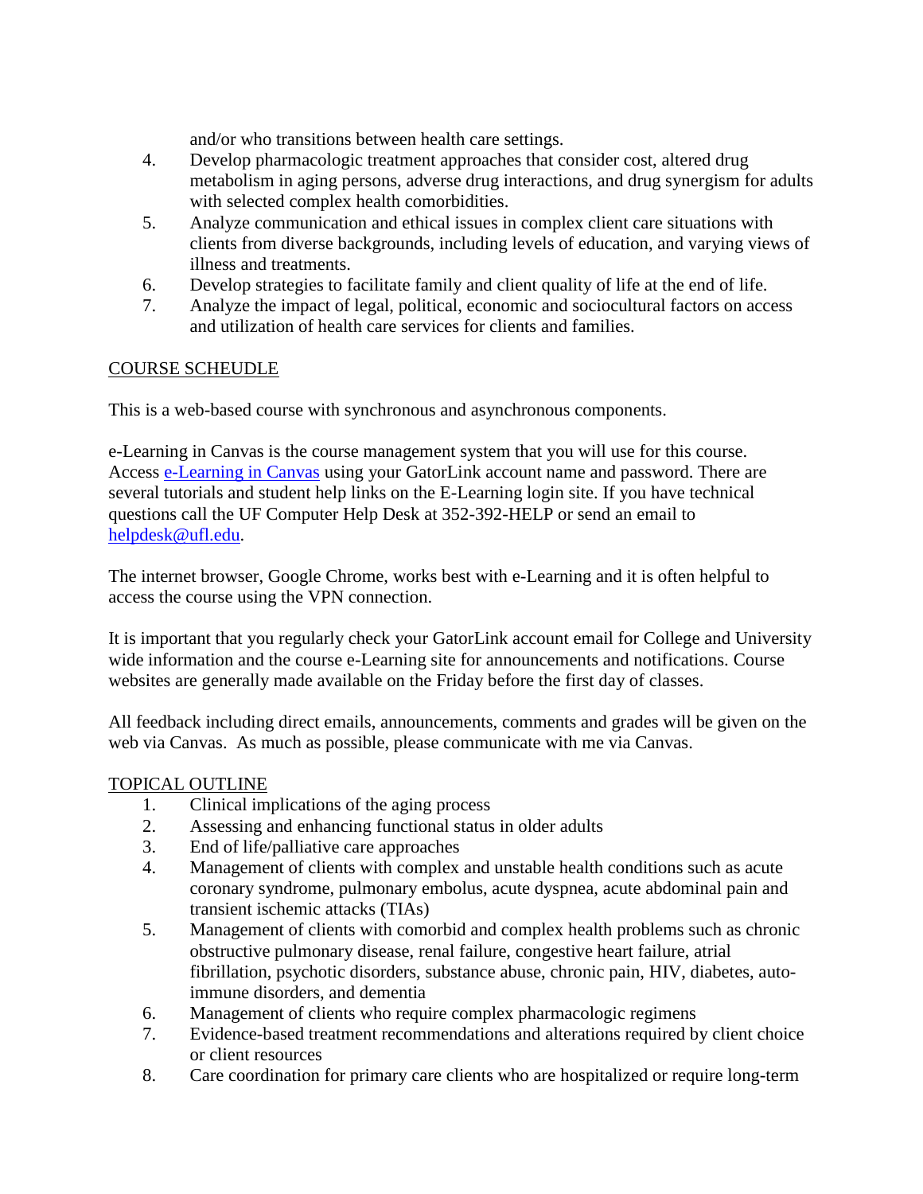and/or who transitions between health care settings.

4. Develop pharmacologic treatment approaches that consider cost, altered drug metabolism in aging persons, adverse drug interactions, and drug synergism for adults with selected complex health comorbidities.
5. Analyze communication and ethical issues in complex client care situations with clients from diverse backgrounds, including levels of education, and varying views of illness and treatments.
6. Develop strategies to facilitate family and client quality of life at the end of life.
7. Analyze the impact of legal, political, economic and sociocultural factors on access and utilization of health care services for clients and families.

## COURSE SCHEUDLE

This is a web-based course with synchronous and asynchronous components.

e-Learning in Canvas is the course management system that you will use for this course. Access [e-Learning in Canvas]() using your GatorLink account name and password. There are several tutorials and student help links on the E-Learning login site. If you have technical questions call the UF Computer Help Desk at 352-392-HELP or send an email to [helpdesk@ufl.edu](mailto:helpdesk@ufl.edu).

The internet browser, Google Chrome, works best with e-Learning and it is often helpful to access the course using the VPN connection.

It is important that you regularly check your GatorLink account email for College and University wide information and the course e-Learning site for announcements and notifications. Course websites are generally made available on the Friday before the first day of classes.

All feedback including direct emails, announcements, comments and grades will be given on the web via Canvas. As much as possible, please communicate with me via Canvas.

## TOPICAL OUTLINE

1. Clinical implications of the aging process
2. Assessing and enhancing functional status in older adults
3. End of life/palliative care approaches
4. Management of clients with complex and unstable health conditions such as acute coronary syndrome, pulmonary embolus, acute dyspnea, acute abdominal pain and transient ischemic attacks (TIAs)
5. Management of clients with comorbid and complex health problems such as chronic obstructive pulmonary disease, renal failure, congestive heart failure, atrial fibrillation, psychotic disorders, substance abuse, chronic pain, HIV, diabetes, auto-immune disorders, and dementia
6. Management of clients who require complex pharmacologic regimens
7. Evidence-based treatment recommendations and alterations required by client choice or client resources
8. Care coordination for primary care clients who are hospitalized or require long-term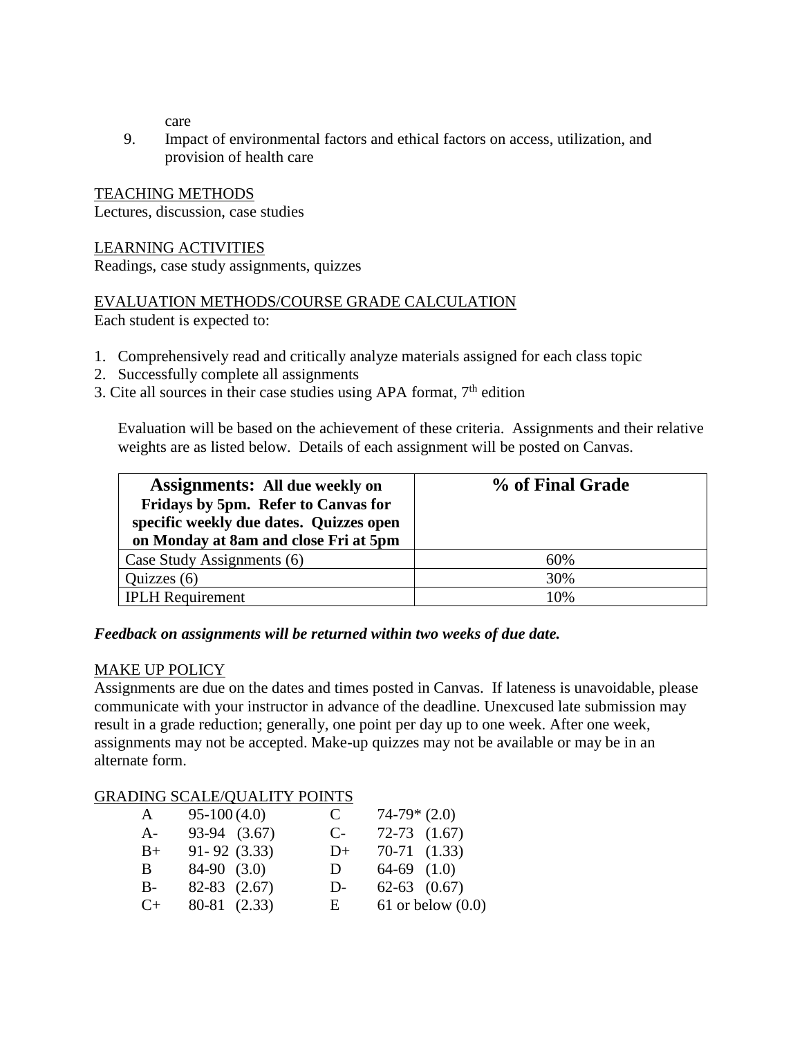care

9. Impact of environmental factors and ethical factors on access, utilization, and provision of health care

TEACHING METHODS

Lectures, discussion, case studies

LEARNING ACTIVITIES

Readings, case study assignments, quizzes

EVALUATION METHODS/COURSE GRADE CALCULATION

Each student is expected to:

1. Comprehensively read and critically analyze materials assigned for each class topic
2. Successfully complete all assignments
3. Cite all sources in their case studies using APA format, 7th edition

Evaluation will be based on the achievement of these criteria. Assignments and their relative weights are as listed below. Details of each assignment will be posted on Canvas.

| **Assignments: All due weekly on Fridays by 5pm. Refer to Canvas for specific weekly due dates. Quizzes open on Monday at 8am and close Fri at 5pm** | **% of Final Grade** |
|---|---|
| Case Study Assignments (6) | 60% |
| Quizzes (6) | 30% |
| IPLH Requirement | 10% |

***Feedback on assignments will be returned within two weeks of due date.***

MAKE UP POLICY

Assignments are due on the dates and times posted in Canvas. If lateness is unavoidable, please communicate with your instructor in advance of the deadline. Unexcused late submission may result in a grade reduction; generally, one point per day up to one week. After one week, assignments may not be accepted. Make-up quizzes may not be available or may be in an alternate form.

GRADING SCALE/QUALITY POINTS

| | | | |
|---|---|---|---|
| A | 95-100 (4.0) | C | 74-79* (2.0) |
| A- | 93-94 (3.67) | C- | 72-73 (1.67) |
| B+ | 91- 92 (3.33) | D+ | 70-71 (1.33) |
| B | 84-90 (3.0) | D | 64-69 (1.0) |
| B- | 82-83 (2.67) | D- | 62-63 (0.67) |
| C+ | 80-81 (2.33) | E | 61 or below (0.0) |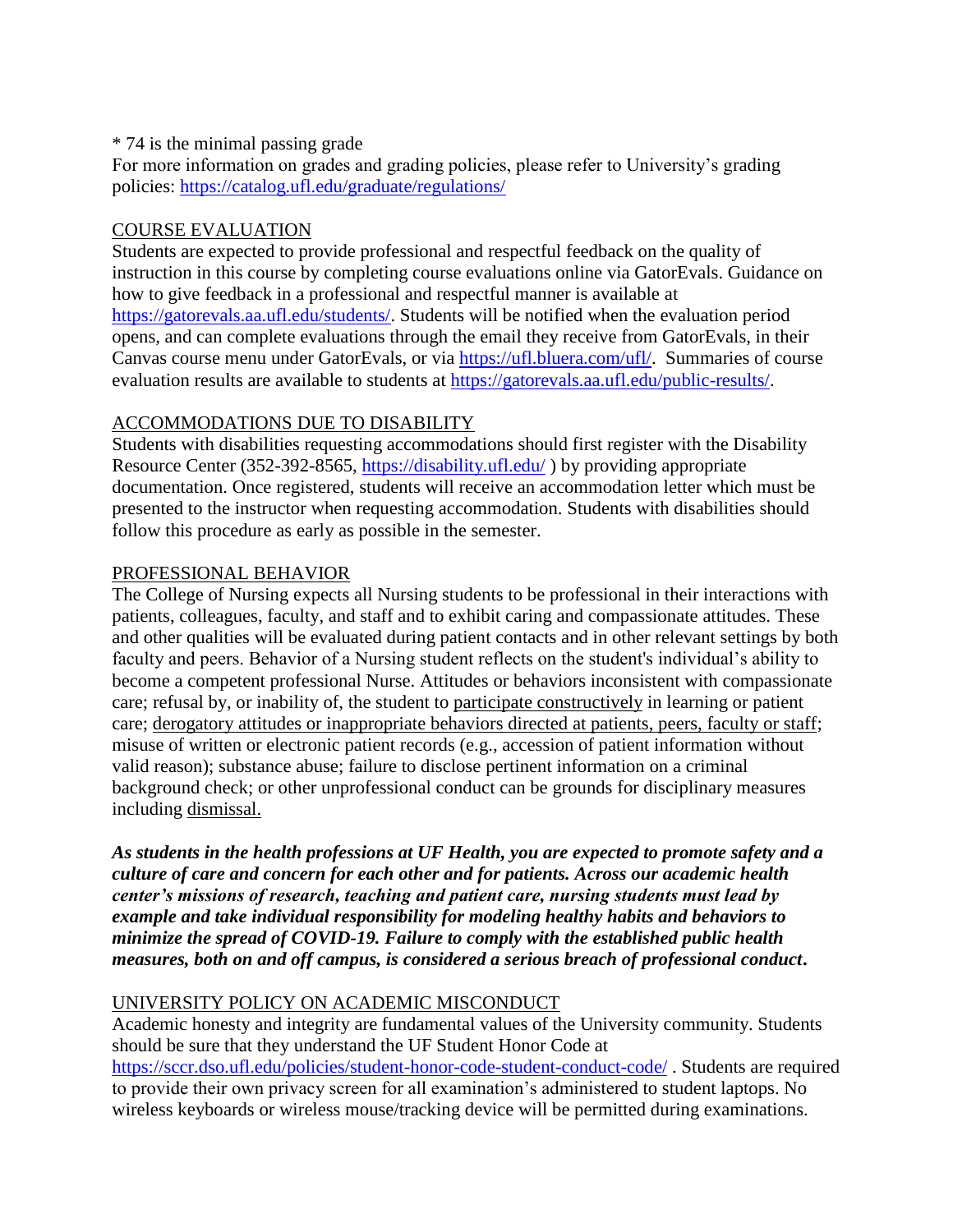* 74 is the minimal passing grade

For more information on grades and grading policies, please refer to University's grading policies: https://catalog.ufl.edu/graduate/regulations/

## COURSE EVALUATION

Students are expected to provide professional and respectful feedback on the quality of instruction in this course by completing course evaluations online via GatorEvals. Guidance on how to give feedback in a professional and respectful manner is available at https://gatorevals.aa.ufl.edu/students/. Students will be notified when the evaluation period opens, and can complete evaluations through the email they receive from GatorEvals, in their Canvas course menu under GatorEvals, or via https://ufl.bluera.com/ufl/. Summaries of course evaluation results are available to students at https://gatorevals.aa.ufl.edu/public-results/.

## ACCOMMODATIONS DUE TO DISABILITY

Students with disabilities requesting accommodations should first register with the Disability Resource Center (352-392-8565, https://disability.ufl.edu/ ) by providing appropriate documentation. Once registered, students will receive an accommodation letter which must be presented to the instructor when requesting accommodation. Students with disabilities should follow this procedure as early as possible in the semester.

## PROFESSIONAL BEHAVIOR

The College of Nursing expects all Nursing students to be professional in their interactions with patients, colleagues, faculty, and staff and to exhibit caring and compassionate attitudes. These and other qualities will be evaluated during patient contacts and in other relevant settings by both faculty and peers. Behavior of a Nursing student reflects on the student's individual's ability to become a competent professional Nurse. Attitudes or behaviors inconsistent with compassionate care; refusal by, or inability of, the student to participate constructively in learning or patient care; derogatory attitudes or inappropriate behaviors directed at patients, peers, faculty or staff; misuse of written or electronic patient records (e.g., accession of patient information without valid reason); substance abuse; failure to disclose pertinent information on a criminal background check; or other unprofessional conduct can be grounds for disciplinary measures including dismissal.

***As students in the health professions at UF Health, you are expected to promote safety and a culture of care and concern for each other and for patients. Across our academic health center's missions of research, teaching and patient care, nursing students must lead by example and take individual responsibility for modeling healthy habits and behaviors to minimize the spread of COVID-19. Failure to comply with the established public health measures, both on and off campus, is considered a serious breach of professional conduct.***

## UNIVERSITY POLICY ON ACADEMIC MISCONDUCT

Academic honesty and integrity are fundamental values of the University community. Students should be sure that they understand the UF Student Honor Code at https://sccr.dso.ufl.edu/policies/student-honor-code-student-conduct-code/ . Students are required to provide their own privacy screen for all examination's administered to student laptops. No wireless keyboards or wireless mouse/tracking device will be permitted during examinations.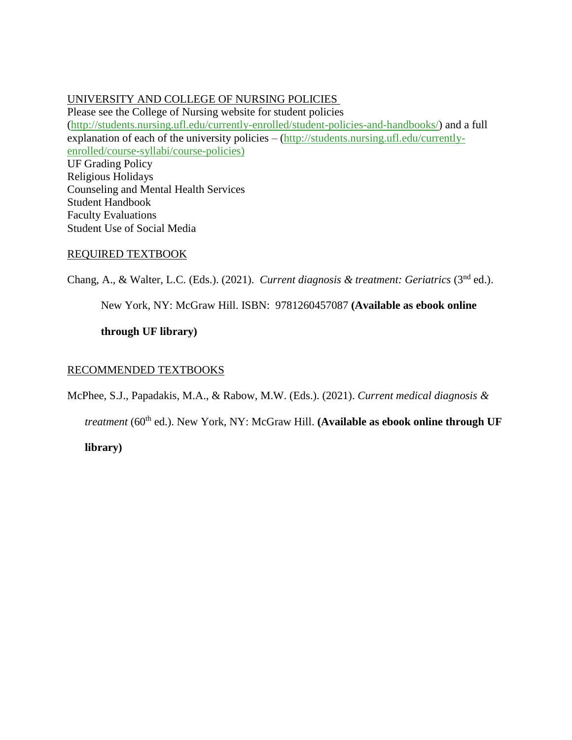## UNIVERSITY AND COLLEGE OF NURSING POLICIES

Please see the College of Nursing website for student policies (http://students.nursing.ufl.edu/currently-enrolled/student-policies-and-handbooks/) and a full explanation of each of the university policies – (http://students.nursing.ufl.edu/currently-enrolled/course-syllabi/course-policies)

UF Grading Policy
Religious Holidays
Counseling and Mental Health Services
Student Handbook
Faculty Evaluations
Student Use of Social Media

## REQUIRED TEXTBOOK

Chang, A., & Walter, L.C. (Eds.). (2021). *Current diagnosis & treatment: Geriatrics* (3rd ed.). New York, NY: McGraw Hill. ISBN: 9781260457087 **(Available as ebook online through UF library)**

## RECOMMENDED TEXTBOOKS

McPhee, S.J., Papadakis, M.A., & Rabow, M.W. (Eds.). (2021). *Current medical diagnosis & treatment* (60th ed.). New York, NY: McGraw Hill. **(Available as ebook online through UF library)**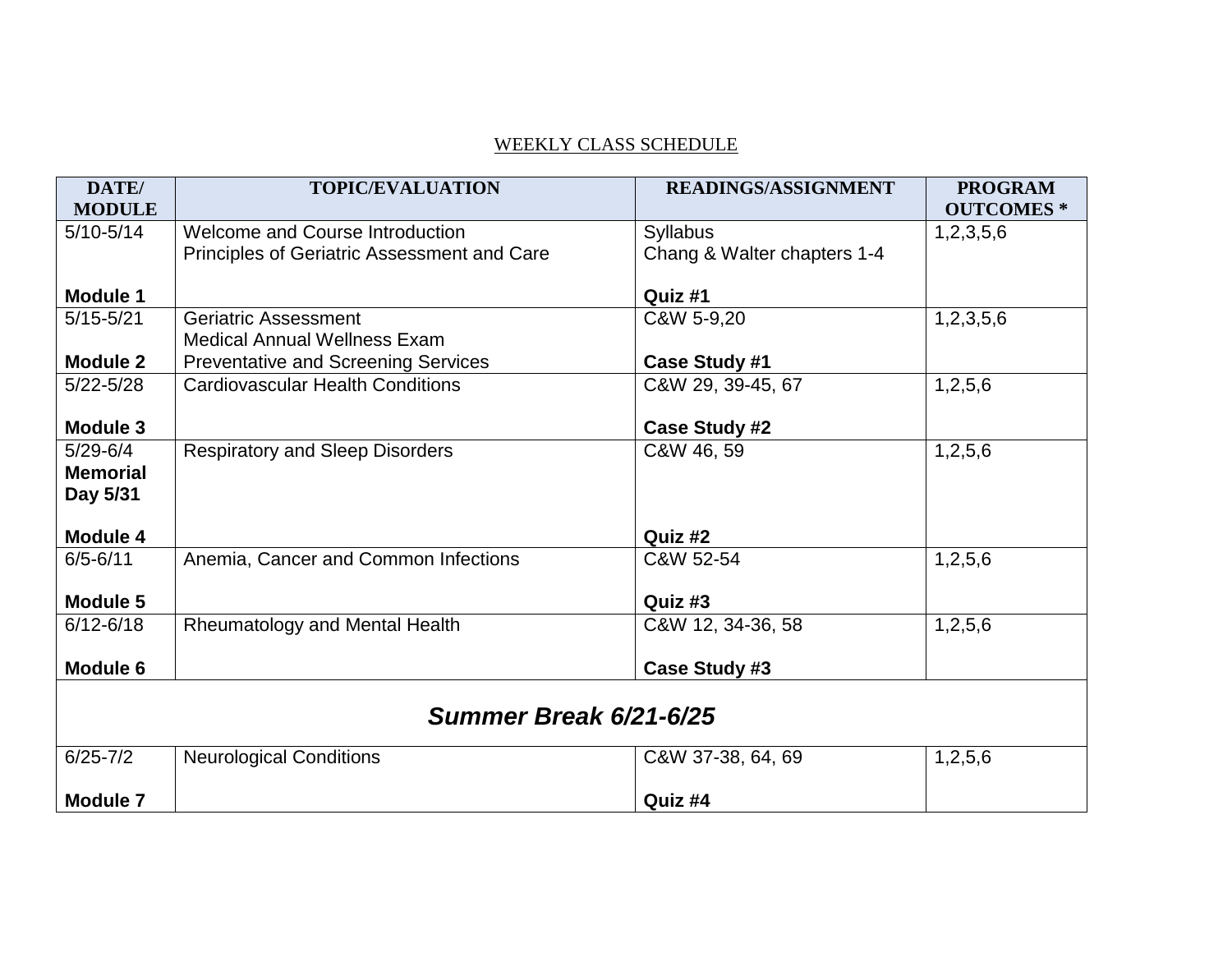WEEKLY CLASS SCHEDULE

| DATE/ MODULE | TOPIC/EVALUATION | READINGS/ASSIGNMENT | PROGRAM OUTCOMES * |
|---|---|---|---|
| 5/10-5/14<br><br>**Module 1** | Welcome and Course Introduction<br>Principles of Geriatric Assessment and Care | Syllabus<br>Chang & Walter chapters 1-4<br><br>**Quiz #1** | 1,2,3,5,6 |
| 5/15-5/21<br><br>**Module 2** | Geriatric Assessment<br>Medical Annual Wellness Exam<br>Preventative and Screening Services | C&W 5-9,20<br><br>**Case Study #1** | 1,2,3,5,6 |
| 5/22-5/28<br><br>**Module 3** | Cardiovascular Health Conditions | C&W 29, 39-45, 67<br><br>**Case Study #2** | 1,2,5,6 |
| 5/29-6/4<br>**Memorial Day 5/31**<br><br>**Module 4** | Respiratory and Sleep Disorders | C&W 46, 59<br><br>**Quiz #2** | 1,2,5,6 |
| 6/5-6/11<br><br>**Module 5** | Anemia, Cancer and Common Infections | C&W 52-54<br><br>**Quiz #3** | 1,2,5,6 |
| 6/12-6/18<br><br>**Module 6** | Rheumatology and Mental Health | C&W 12, 34-36, 58<br><br>**Case Study #3** | 1,2,5,6 |
| ***Summer Break 6/21-6/25*** | | | |
| 6/25-7/2<br><br>**Module 7** | Neurological Conditions | C&W 37-38, 64, 69<br><br>**Quiz #4** | 1,2,5,6 |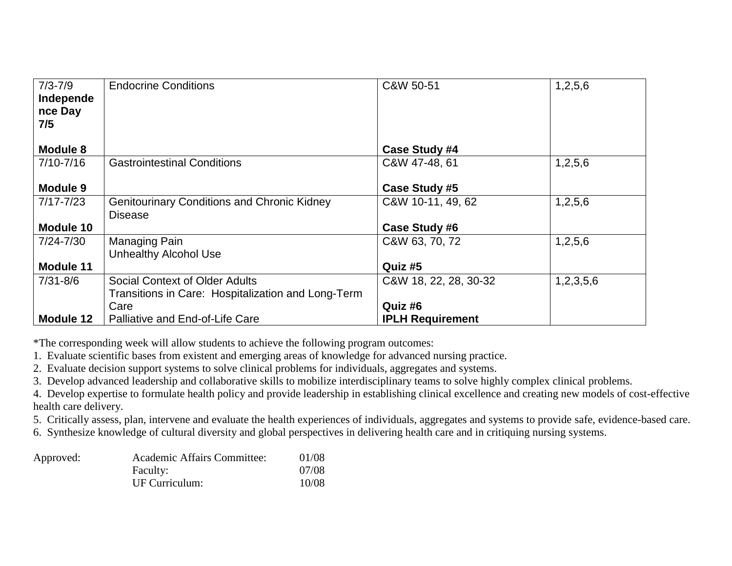| | | | |
|---|---|---|---|
| 7/3-7/9 **Independence Day 7/5** **Module 8** | Endocrine Conditions | C&W 50-51 **Case Study #4** | 1,2,5,6 |
| 7/10-7/16 **Module 9** | Gastrointestinal Conditions | C&W 47-48, 61 **Case Study #5** | 1,2,5,6 |
| 7/17-7/23 **Module 10** | Genitourinary Conditions and Chronic Kidney Disease | C&W 10-11, 49, 62 **Case Study #6** | 1,2,5,6 |
| 7/24-7/30 **Module 11** | Managing Pain<br>Unhealthy Alcohol Use | C&W 63, 70, 72 **Quiz #5** | 1,2,5,6 |
| 7/31-8/6 **Module 12** | Social Context of Older Adults<br>Transitions in Care: Hospitalization and Long-Term Care<br>Palliative and End-of-Life Care | C&W 18, 22, 28, 30-32 **Quiz #6** **IPLH Requirement** | 1,2,3,5,6 |

*The corresponding week will allow students to achieve the following program outcomes:

1. Evaluate scientific bases from existent and emerging areas of knowledge for advanced nursing practice.
2. Evaluate decision support systems to solve clinical problems for individuals, aggregates and systems.
3. Develop advanced leadership and collaborative skills to mobilize interdisciplinary teams to solve highly complex clinical problems.
4. Develop expertise to formulate health policy and provide leadership in establishing clinical excellence and creating new models of cost-effective health care delivery.
5. Critically assess, plan, intervene and evaluate the health experiences of individuals, aggregates and systems to provide safe, evidence-based care.
6. Synthesize knowledge of cultural diversity and global perspectives in delivering health care and in critiquing nursing systems.

Approved:
- Academic Affairs Committee: 01/08
- Faculty: 07/08
- UF Curriculum: 10/08